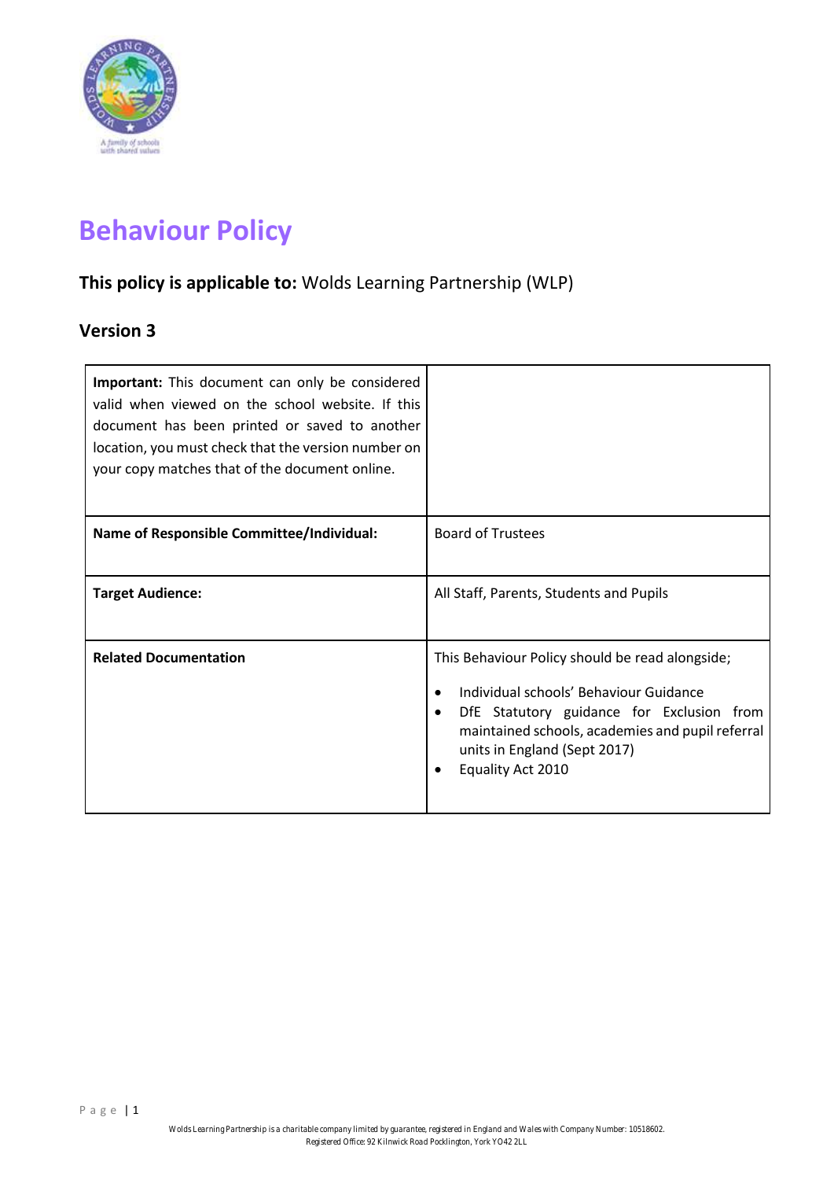# Behaviour Policy

**This policy is applicable to:** Wolds Learning Partnership (WLP)

## Version 3

| | |
|---|---|
| **Important:** This document can only be considered valid when viewed on the school website. If this document has been printed or saved to another location, you must check that the version number on your copy matches that of the document online. | |
| **Name of Responsible Committee/Individual:** | Board of Trustees |
| **Target Audience:** | All Staff, Parents, Students and Pupils |
| **Related Documentation** | This Behaviour Policy should be read alongside;<br>• Individual schools' Behaviour Guidance<br>• DfE Statutory guidance for Exclusion from maintained schools, academies and pupil referral units in England (Sept 2017)<br>• Equality Act 2010 |

Wolds Learning Partnership is a charitable company limited by guarantee, registered in England and Wales with Company Number: 10518602.
Registered Office: 92 Kilnwick Road Pocklington, York YO42 2LL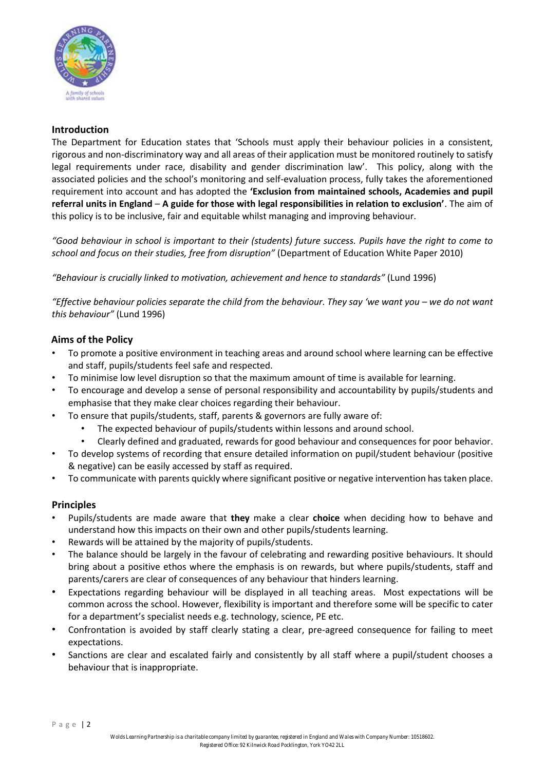## Introduction

The Department for Education states that 'Schools must apply their behaviour policies in a consistent, rigorous and non-discriminatory way and all areas of their application must be monitored routinely to satisfy legal requirements under race, disability and gender discrimination law'. This policy, along with the associated policies and the school's monitoring and self-evaluation process, fully takes the aforementioned requirement into account and has adopted the **'Exclusion from maintained schools, Academies and pupil referral units in England** – **A guide for those with legal responsibilities in relation to exclusion'**. The aim of this policy is to be inclusive, fair and equitable whilst managing and improving behaviour.

*"Good behaviour in school is important to their (students) future success. Pupils have the right to come to school and focus on their studies, free from disruption"* (Department of Education White Paper 2010)

*"Behaviour is crucially linked to motivation, achievement and hence to standards"* (Lund 1996)

*"Effective behaviour policies separate the child from the behaviour. They say 'we want you – we do not want this behaviour"* (Lund 1996)

## Aims of the Policy

- To promote a positive environment in teaching areas and around school where learning can be effective and staff, pupils/students feel safe and respected.
- To minimise low level disruption so that the maximum amount of time is available for learning.
- To encourage and develop a sense of personal responsibility and accountability by pupils/students and emphasise that they make clear choices regarding their behaviour.
- To ensure that pupils/students, staff, parents & governors are fully aware of:
    - The expected behaviour of pupils/students within lessons and around school.
    - Clearly defined and graduated, rewards for good behaviour and consequences for poor behavior.
- To develop systems of recording that ensure detailed information on pupil/student behaviour (positive & negative) can be easily accessed by staff as required.
- To communicate with parents quickly where significant positive or negative intervention has taken place.

## Principles

- Pupils/students are made aware that **they** make a clear **choice** when deciding how to behave and understand how this impacts on their own and other pupils/students learning.
- Rewards will be attained by the majority of pupils/students.
- The balance should be largely in the favour of celebrating and rewarding positive behaviours. It should bring about a positive ethos where the emphasis is on rewards, but where pupils/students, staff and parents/carers are clear of consequences of any behaviour that hinders learning.
- Expectations regarding behaviour will be displayed in all teaching areas. Most expectations will be common across the school. However, flexibility is important and therefore some will be specific to cater for a department's specialist needs e.g. technology, science, PE etc.
- Confrontation is avoided by staff clearly stating a clear, pre-agreed consequence for failing to meet expectations.
- Sanctions are clear and escalated fairly and consistently by all staff where a pupil/student chooses a behaviour that is inappropriate.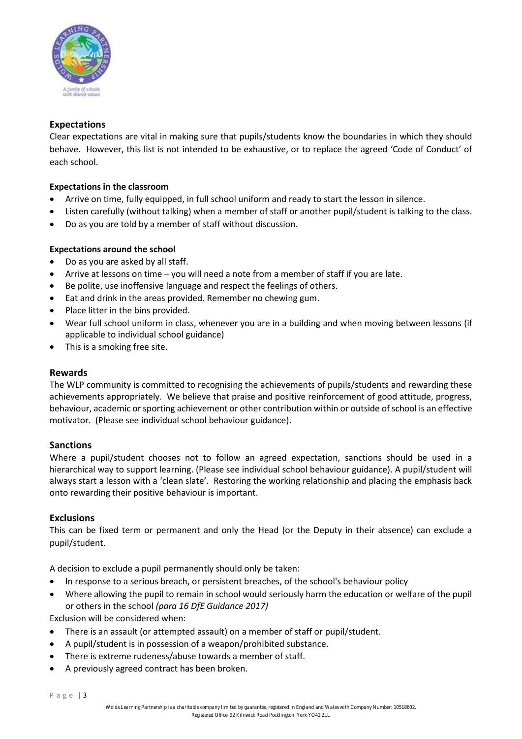## Expectations

Clear expectations are vital in making sure that pupils/students know the boundaries in which they should behave. However, this list is not intended to be exhaustive, or to replace the agreed 'Code of Conduct' of each school.

**Expectations in the classroom**

- Arrive on time, fully equipped, in full school uniform and ready to start the lesson in silence.
- Listen carefully (without talking) when a member of staff or another pupil/student is talking to the class.
- Do as you are told by a member of staff without discussion.

**Expectations around the school**

- Do as you are asked by all staff.
- Arrive at lessons on time – you will need a note from a member of staff if you are late.
- Be polite, use inoffensive language and respect the feelings of others.
- Eat and drink in the areas provided. Remember no chewing gum.
- Place litter in the bins provided.
- Wear full school uniform in class, whenever you are in a building and when moving between lessons (if applicable to individual school guidance)
- This is a smoking free site.

## Rewards

The WLP community is committed to recognising the achievements of pupils/students and rewarding these achievements appropriately. We believe that praise and positive reinforcement of good attitude, progress, behaviour, academic or sporting achievement or other contribution within or outside of school is an effective motivator. (Please see individual school behaviour guidance).

## Sanctions

Where a pupil/student chooses not to follow an agreed expectation, sanctions should be used in a hierarchical way to support learning. (Please see individual school behaviour guidance). A pupil/student will always start a lesson with a 'clean slate'. Restoring the working relationship and placing the emphasis back onto rewarding their positive behaviour is important.

## Exclusions

This can be fixed term or permanent and only the Head (or the Deputy in their absence) can exclude a pupil/student.

A decision to exclude a pupil permanently should only be taken:

- In response to a serious breach, or persistent breaches, of the school's behaviour policy
- Where allowing the pupil to remain in school would seriously harm the education or welfare of the pupil or others in the school *(para 16 DfE Guidance 2017)*

Exclusion will be considered when:

- There is an assault (or attempted assault) on a member of staff or pupil/student.
- A pupil/student is in possession of a weapon/prohibited substance.
- There is extreme rudeness/abuse towards a member of staff.
- A previously agreed contract has been broken.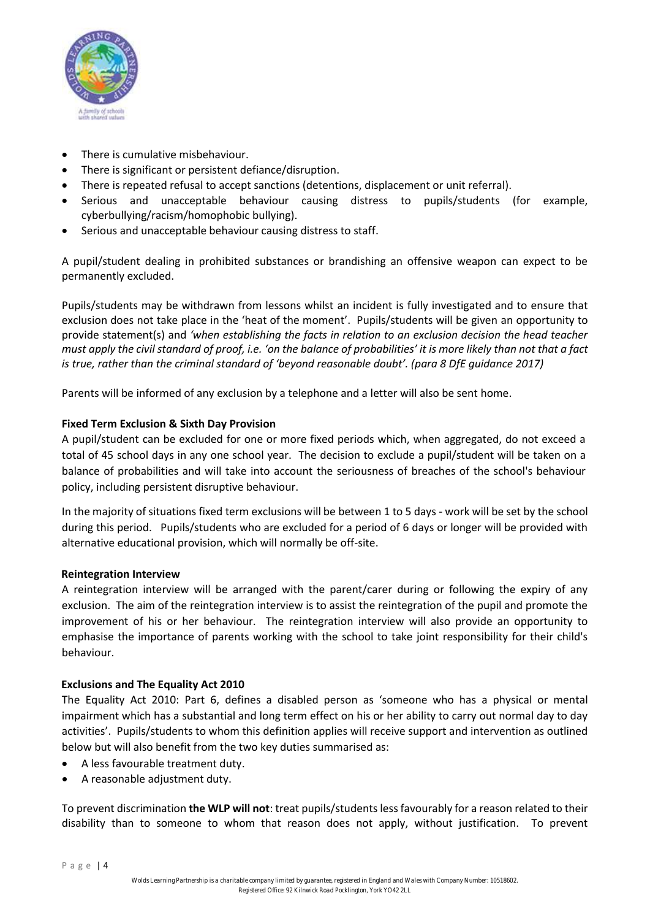- There is cumulative misbehaviour.
- There is significant or persistent defiance/disruption.
- There is repeated refusal to accept sanctions (detentions, displacement or unit referral).
- Serious and unacceptable behaviour causing distress to pupils/students (for example, cyberbullying/racism/homophobic bullying).
- Serious and unacceptable behaviour causing distress to staff.

A pupil/student dealing in prohibited substances or brandishing an offensive weapon can expect to be permanently excluded.

Pupils/students may be withdrawn from lessons whilst an incident is fully investigated and to ensure that exclusion does not take place in the 'heat of the moment'. Pupils/students will be given an opportunity to provide statement(s) and *'when establishing the facts in relation to an exclusion decision the head teacher must apply the civil standard of proof, i.e. 'on the balance of probabilities' it is more likely than not that a fact is true, rather than the criminal standard of 'beyond reasonable doubt'. (para 8 DfE guidance 2017)*

Parents will be informed of any exclusion by a telephone and a letter will also be sent home.

**Fixed Term Exclusion & Sixth Day Provision**

A pupil/student can be excluded for one or more fixed periods which, when aggregated, do not exceed a total of 45 school days in any one school year. The decision to exclude a pupil/student will be taken on a balance of probabilities and will take into account the seriousness of breaches of the school's behaviour policy, including persistent disruptive behaviour.

In the majority of situations fixed term exclusions will be between 1 to 5 days - work will be set by the school during this period. Pupils/students who are excluded for a period of 6 days or longer will be provided with alternative educational provision, which will normally be off-site.

**Reintegration Interview**

A reintegration interview will be arranged with the parent/carer during or following the expiry of any exclusion. The aim of the reintegration interview is to assist the reintegration of the pupil and promote the improvement of his or her behaviour. The reintegration interview will also provide an opportunity to emphasise the importance of parents working with the school to take joint responsibility for their child's behaviour.

**Exclusions and The Equality Act 2010**

The Equality Act 2010: Part 6, defines a disabled person as 'someone who has a physical or mental impairment which has a substantial and long term effect on his or her ability to carry out normal day to day activities'. Pupils/students to whom this definition applies will receive support and intervention as outlined below but will also benefit from the two key duties summarised as:

- A less favourable treatment duty.
- A reasonable adjustment duty.

To prevent discrimination **the WLP will not**: treat pupils/students less favourably for a reason related to their disability than to someone to whom that reason does not apply, without justification. To prevent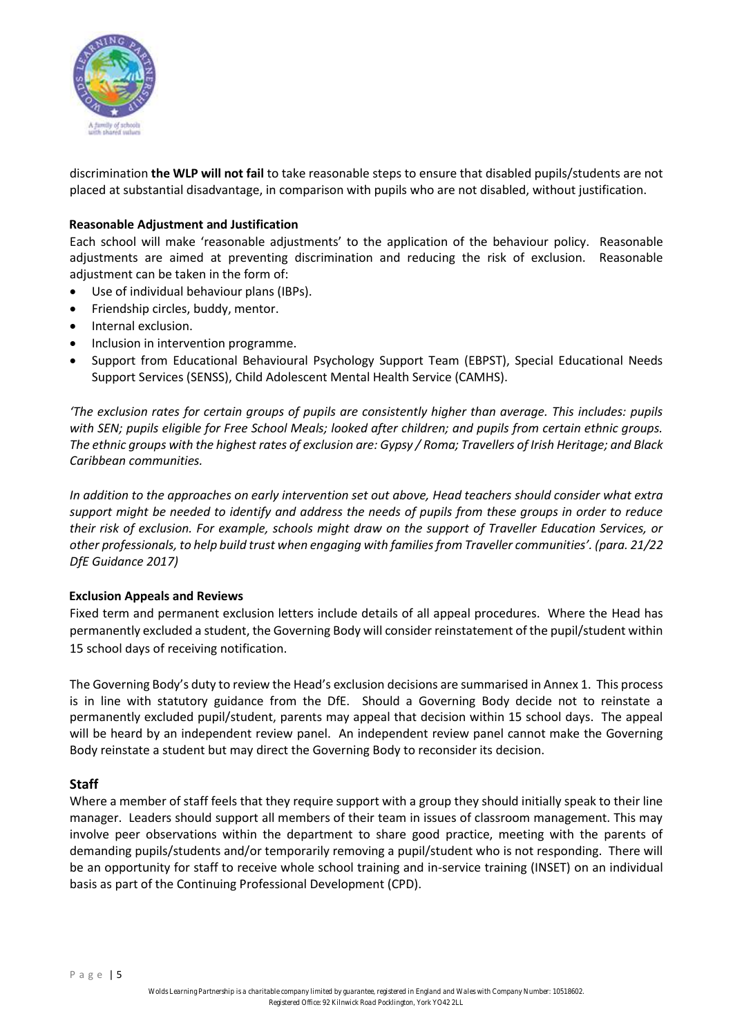discrimination **the WLP will not fail** to take reasonable steps to ensure that disabled pupils/students are not placed at substantial disadvantage, in comparison with pupils who are not disabled, without justification.

**Reasonable Adjustment and Justification**

Each school will make 'reasonable adjustments' to the application of the behaviour policy. Reasonable adjustments are aimed at preventing discrimination and reducing the risk of exclusion. Reasonable adjustment can be taken in the form of:

- Use of individual behaviour plans (IBPs).
- Friendship circles, buddy, mentor.
- Internal exclusion.
- Inclusion in intervention programme.
- Support from Educational Behavioural Psychology Support Team (EBPST), Special Educational Needs Support Services (SENSS), Child Adolescent Mental Health Service (CAMHS).

*'The exclusion rates for certain groups of pupils are consistently higher than average. This includes: pupils with SEN; pupils eligible for Free School Meals; looked after children; and pupils from certain ethnic groups. The ethnic groups with the highest rates of exclusion are: Gypsy / Roma; Travellers of Irish Heritage; and Black Caribbean communities.*

*In addition to the approaches on early intervention set out above, Head teachers should consider what extra support might be needed to identify and address the needs of pupils from these groups in order to reduce their risk of exclusion. For example, schools might draw on the support of Traveller Education Services, or other professionals, to help build trust when engaging with families from Traveller communities'. (para. 21/22 DfE Guidance 2017)*

**Exclusion Appeals and Reviews**

Fixed term and permanent exclusion letters include details of all appeal procedures. Where the Head has permanently excluded a student, the Governing Body will consider reinstatement of the pupil/student within 15 school days of receiving notification.

The Governing Body's duty to review the Head's exclusion decisions are summarised in Annex 1. This process is in line with statutory guidance from the DfE. Should a Governing Body decide not to reinstate a permanently excluded pupil/student, parents may appeal that decision within 15 school days. The appeal will be heard by an independent review panel. An independent review panel cannot make the Governing Body reinstate a student but may direct the Governing Body to reconsider its decision.

## Staff

Where a member of staff feels that they require support with a group they should initially speak to their line manager. Leaders should support all members of their team in issues of classroom management. This may involve peer observations within the department to share good practice, meeting with the parents of demanding pupils/students and/or temporarily removing a pupil/student who is not responding. There will be an opportunity for staff to receive whole school training and in-service training (INSET) on an individual basis as part of the Continuing Professional Development (CPD).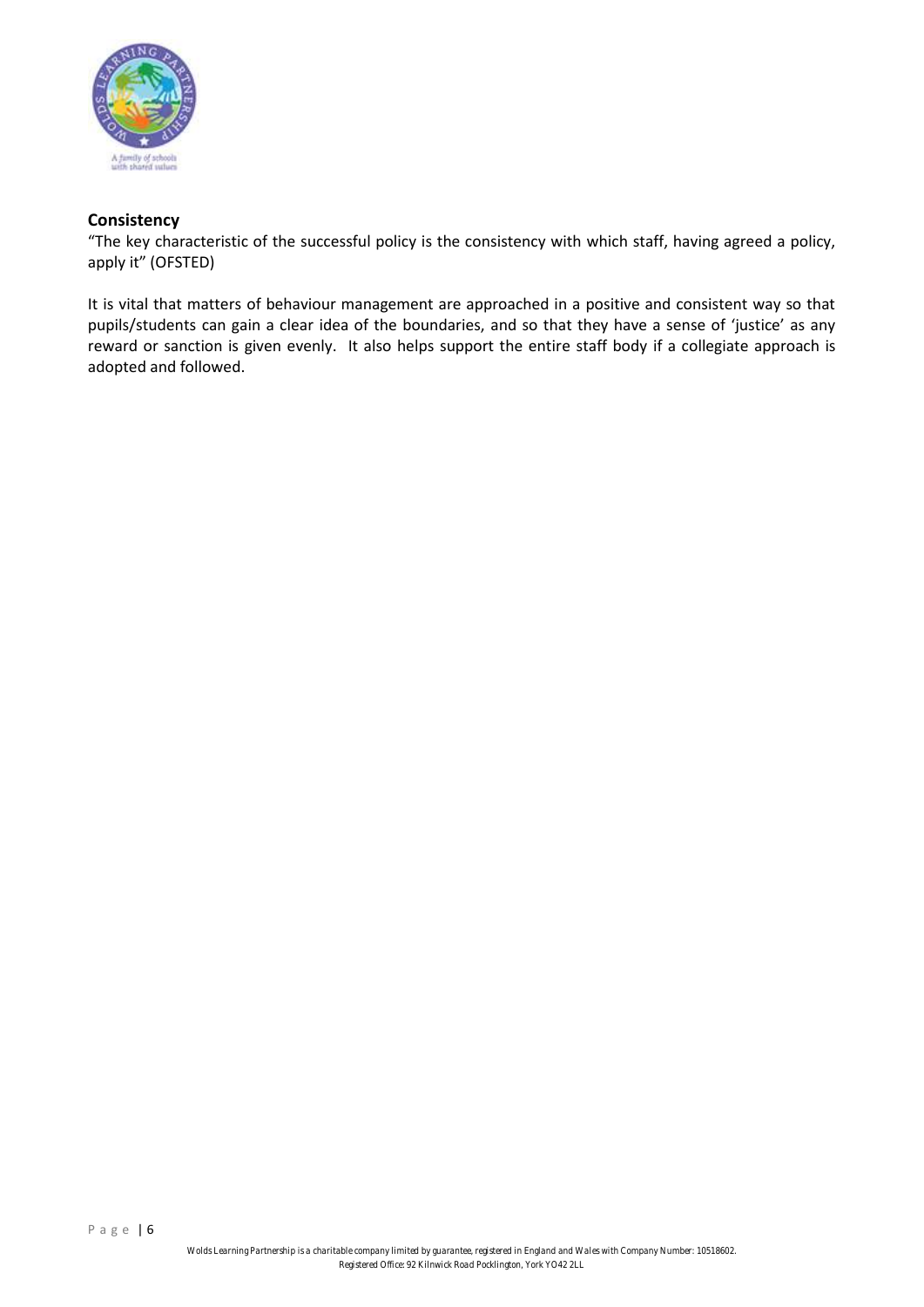## Consistency

"The key characteristic of the successful policy is the consistency with which staff, having agreed a policy, apply it" (OFSTED)

It is vital that matters of behaviour management are approached in a positive and consistent way so that pupils/students can gain a clear idea of the boundaries, and so that they have a sense of 'justice' as any reward or sanction is given evenly. It also helps support the entire staff body if a collegiate approach is adopted and followed.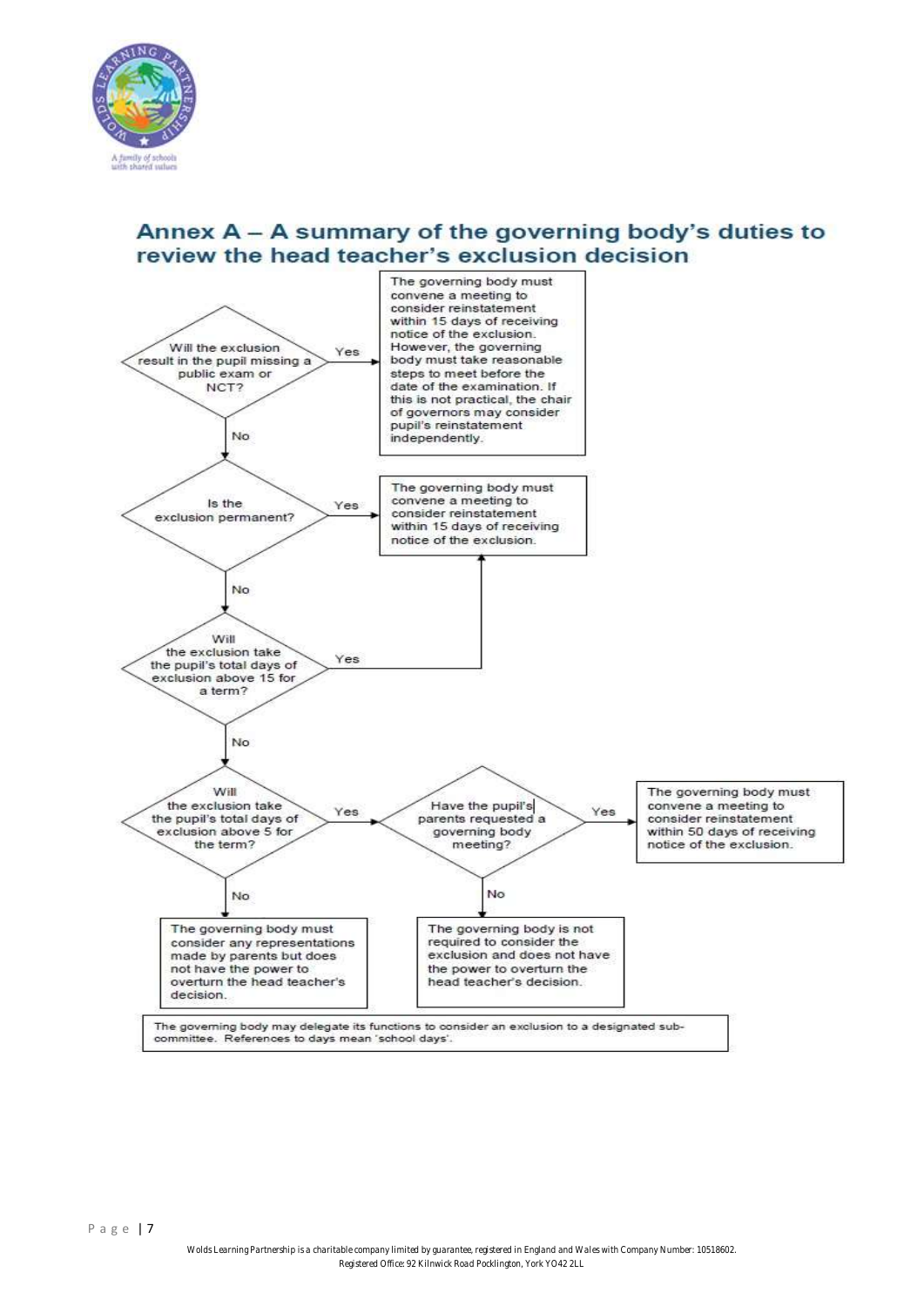## Annex A – A summary of the governing body's duties to review the head teacher's exclusion decision

Will the exclusion result in the pupil missing a public exam or NCT?

Yes

The governing body must convene a meeting to consider reinstatement within 15 days of receiving notice of the exclusion. However, the governing body must take reasonable steps to meet before the date of the examination. If this is not practical, the chair of governors may consider pupil's reinstatement independently.

No

Is the exclusion permanent?

Yes

The governing body must convene a meeting to consider reinstatement within 15 days of receiving notice of the exclusion.

No

Will the exclusion take the pupil's total days of exclusion above 15 for a term?

Yes

No

Will the exclusion take the pupil's total days of exclusion above 5 for the term?

Yes

Have the pupil's parents requested a governing body meeting?

Yes

The governing body must convene a meeting to consider reinstatement within 50 days of receiving notice of the exclusion.

No

The governing body is not required to consider the exclusion and does not have the power to overturn the head teacher's decision.

No

The governing body must consider any representations made by parents but does not have the power to overturn the head teacher's decision.

The governing body may delegate its functions to consider an exclusion to a designated sub-committee. References to days mean 'school days'.

Wolds Learning Partnership is a charitable company limited by guarantee, registered in England and Wales with Company Number: 10518602.
Registered Office: 92 Kilnwick Road Pocklington, York YO42 2LL